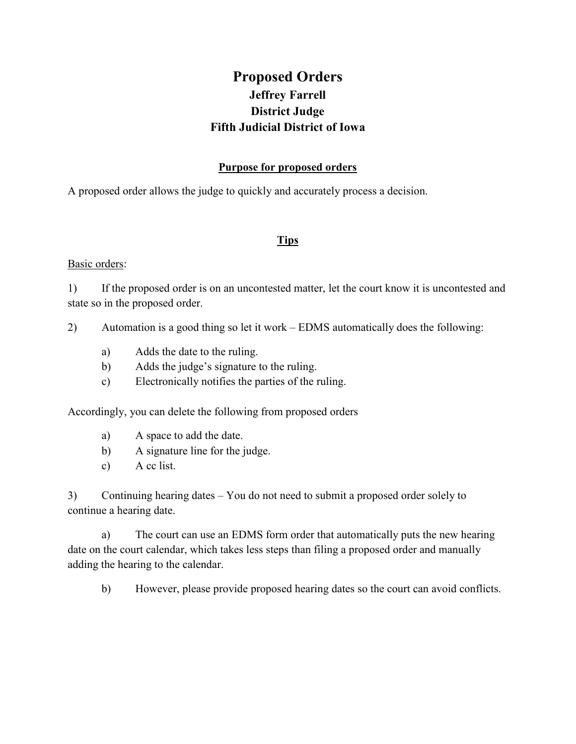# Proposed Orders

**Jeffrey Farrell**

**District Judge**

**Fifth Judicial District of Iowa**

## Purpose for proposed orders

A proposed order allows the judge to quickly and accurately process a decision.

## Tips

Basic orders:

1) If the proposed order is on an uncontested matter, let the court know it is uncontested and state so in the proposed order.

2) Automation is a good thing so let it work – EDMS automatically does the following:

- a) Adds the date to the ruling.
- b) Adds the judge's signature to the ruling.
- c) Electronically notifies the parties of the ruling.

Accordingly, you can delete the following from proposed orders

- a) A space to add the date.
- b) A signature line for the judge.
- c) A cc list.

3) Continuing hearing dates – You do not need to submit a proposed order solely to continue a hearing date.

- a) The court can use an EDMS form order that automatically puts the new hearing date on the court calendar, which takes less steps than filing a proposed order and manually adding the hearing to the calendar.

- b) However, please provide proposed hearing dates so the court can avoid conflicts.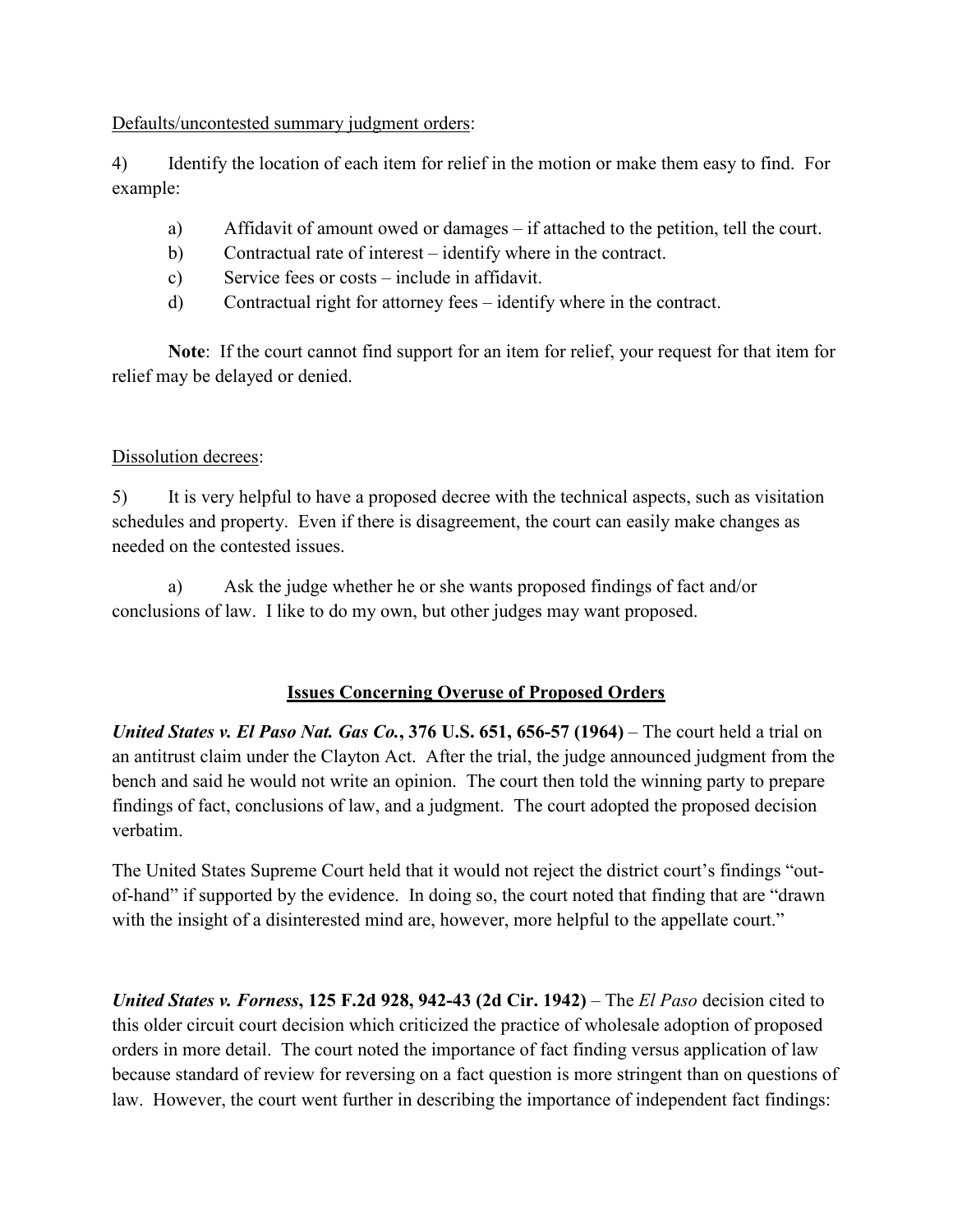<u>Defaults/uncontested summary judgment orders</u>:

4) Identify the location of each item for relief in the motion or make them easy to find. For example:

a) Affidavit of amount owed or damages – if attached to the petition, tell the court.
b) Contractual rate of interest – identify where in the contract.
c) Service fees or costs – include in affidavit.
d) Contractual right for attorney fees – identify where in the contract.

**Note**: If the court cannot find support for an item for relief, your request for that item for relief may be delayed or denied.

<u>Dissolution decrees</u>:

5) It is very helpful to have a proposed decree with the technical aspects, such as visitation schedules and property. Even if there is disagreement, the court can easily make changes as needed on the contested issues.

a) Ask the judge whether he or she wants proposed findings of fact and/or conclusions of law. I like to do my own, but other judges may want proposed.

## <u>Issues Concerning Overuse of Proposed Orders</u>

***United States v. El Paso Nat. Gas Co.*, 376 U.S. 651, 656-57 (1964)** – The court held a trial on an antitrust claim under the Clayton Act. After the trial, the judge announced judgment from the bench and said he would not write an opinion. The court then told the winning party to prepare findings of fact, conclusions of law, and a judgment. The court adopted the proposed decision verbatim.

The United States Supreme Court held that it would not reject the district court's findings "out-of-hand" if supported by the evidence. In doing so, the court noted that finding that are "drawn with the insight of a disinterested mind are, however, more helpful to the appellate court."

***United States v. Forness*, 125 F.2d 928, 942-43 (2d Cir. 1942)** – The *El Paso* decision cited to this older circuit court decision which criticized the practice of wholesale adoption of proposed orders in more detail. The court noted the importance of fact finding versus application of law because standard of review for reversing on a fact question is more stringent than on questions of law. However, the court went further in describing the importance of independent fact findings: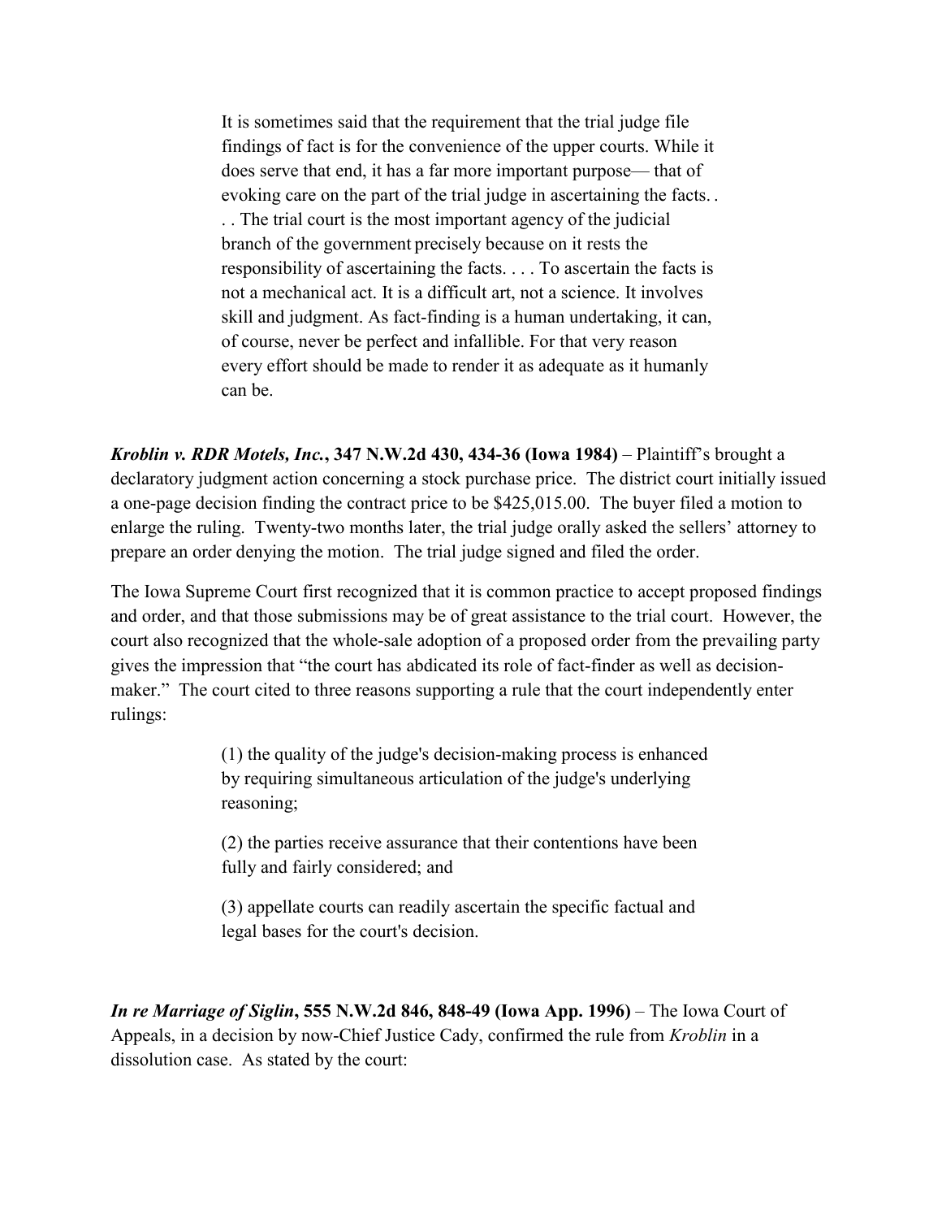> It is sometimes said that the requirement that the trial judge file findings of fact is for the convenience of the upper courts. While it does serve that end, it has a far more important purpose— that of evoking care on the part of the trial judge in ascertaining the facts. . . . The trial court is the most important agency of the judicial branch of the government precisely because on it rests the responsibility of ascertaining the facts. . . . To ascertain the facts is not a mechanical act. It is a difficult art, not a science. It involves skill and judgment. As fact-finding is a human undertaking, it can, of course, never be perfect and infallible. For that very reason every effort should be made to render it as adequate as it humanly can be.

***Kroblin v. RDR Motels, Inc.*, 347 N.W.2d 430, 434-36 (Iowa 1984)** – Plaintiff's brought a declaratory judgment action concerning a stock purchase price. The district court initially issued a one-page decision finding the contract price to be $425,015.00. The buyer filed a motion to enlarge the ruling. Twenty-two months later, the trial judge orally asked the sellers' attorney to prepare an order denying the motion. The trial judge signed and filed the order.

The Iowa Supreme Court first recognized that it is common practice to accept proposed findings and order, and that those submissions may be of great assistance to the trial court. However, the court also recognized that the whole-sale adoption of a proposed order from the prevailing party gives the impression that "the court has abdicated its role of fact-finder as well as decision-maker." The court cited to three reasons supporting a rule that the court independently enter rulings:

> (1) the quality of the judge's decision-making process is enhanced by requiring simultaneous articulation of the judge's underlying reasoning;
>
> (2) the parties receive assurance that their contentions have been fully and fairly considered; and
>
> (3) appellate courts can readily ascertain the specific factual and legal bases for the court's decision.

***In re Marriage of Siglin*, 555 N.W.2d 846, 848-49 (Iowa App. 1996)** – The Iowa Court of Appeals, in a decision by now-Chief Justice Cady, confirmed the rule from *Kroblin* in a dissolution case. As stated by the court: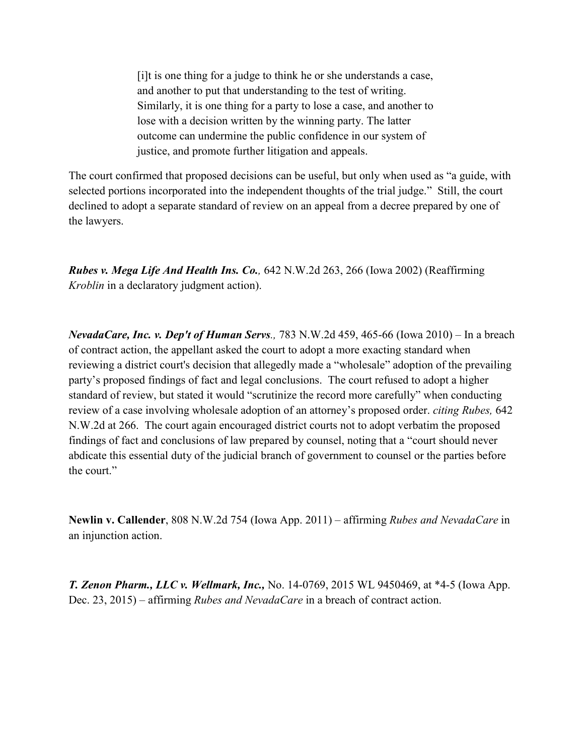> [i]t is one thing for a judge to think he or she understands a case, and another to put that understanding to the test of writing. Similarly, it is one thing for a party to lose a case, and another to lose with a decision written by the winning party. The latter outcome can undermine the public confidence in our system of justice, and promote further litigation and appeals.

The court confirmed that proposed decisions can be useful, but only when used as "a guide, with selected portions incorporated into the independent thoughts of the trial judge." Still, the court declined to adopt a separate standard of review on an appeal from a decree prepared by one of the lawyers.

***Rubes v. Mega Life And Health Ins. Co.,*** 642 N.W.2d 263, 266 (Iowa 2002) (Reaffirming *Kroblin* in a declaratory judgment action).

***NevadaCare, Inc. v. Dep't of Human Servs.,*** 783 N.W.2d 459, 465-66 (Iowa 2010) – In a breach of contract action, the appellant asked the court to adopt a more exacting standard when reviewing a district court's decision that allegedly made a "wholesale" adoption of the prevailing party's proposed findings of fact and legal conclusions. The court refused to adopt a higher standard of review, but stated it would "scrutinize the record more carefully" when conducting review of a case involving wholesale adoption of an attorney's proposed order. *citing Rubes,* 642 N.W.2d at 266. The court again encouraged district courts not to adopt verbatim the proposed findings of fact and conclusions of law prepared by counsel, noting that a "court should never abdicate this essential duty of the judicial branch of government to counsel or the parties before the court."

**Newlin v. Callender**, 808 N.W.2d 754 (Iowa App. 2011) – affirming *Rubes and NevadaCare* in an injunction action.

***T. Zenon Pharm., LLC v. Wellmark, Inc.,*** No. 14-0769, 2015 WL 9450469, at *4-5 (Iowa App. Dec. 23, 2015) – affirming *Rubes and NevadaCare* in a breach of contract action.